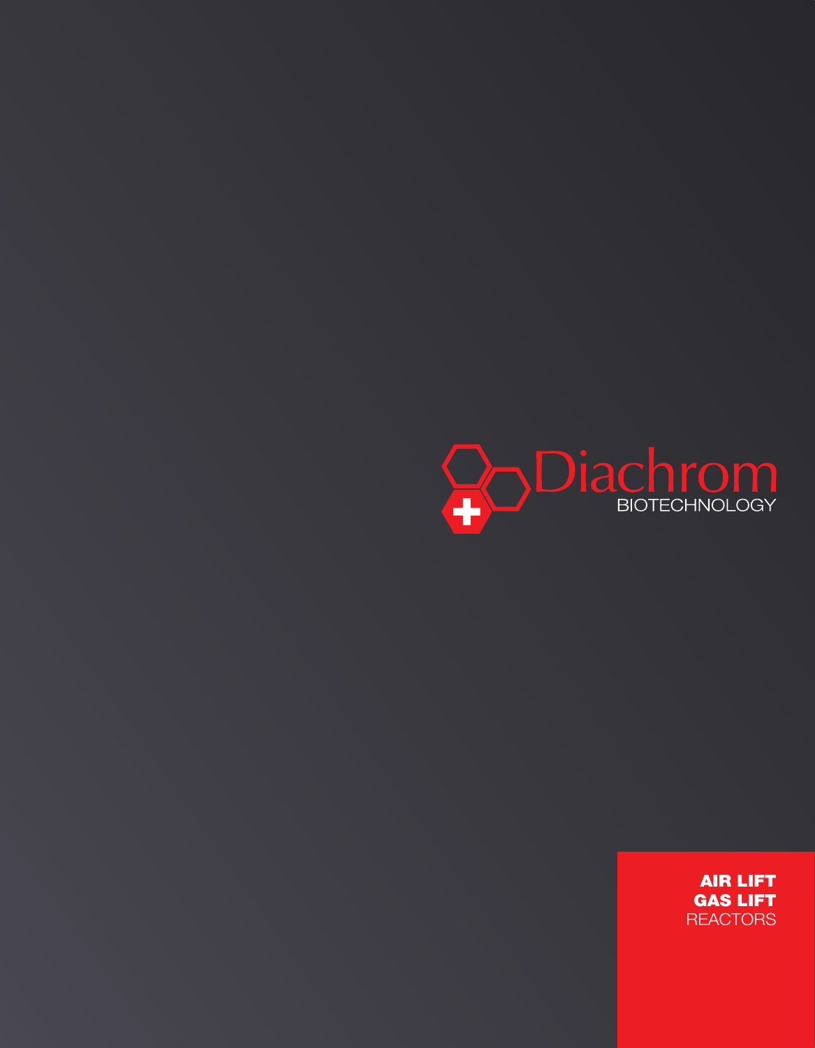Diachrom

BIOTECHNOLOGY

**AIR LIFT**
**GAS LIFT**
REACTORS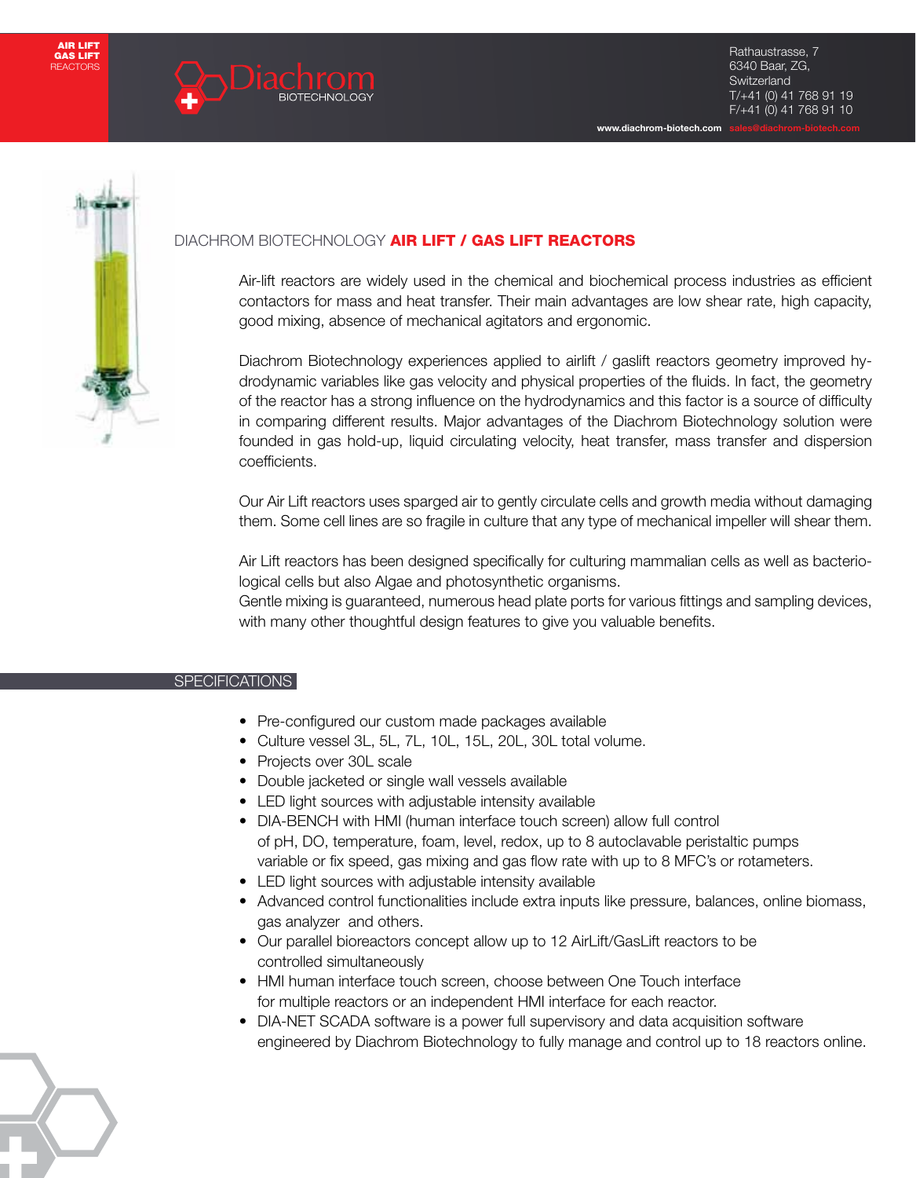AIR LIFT
GAS LIFT
REACTORS

Diachrom BIOTECHNOLOGY

Rathaustrasse, 7
6340 Baar, ZG,
Switzerland
T/+41 (0) 41 768 91 19
F/+41 (0) 41 768 91 10

www.diachrom-biotech.com sales@diachrom-biotech.com

## DIACHROM BIOTECHNOLOGY **AIR LIFT / GAS LIFT REACTORS**

Air-lift reactors are widely used in the chemical and biochemical process industries as efficient contactors for mass and heat transfer. Their main advantages are low shear rate, high capacity, good mixing, absence of mechanical agitators and ergonomic.

Diachrom Biotechnology experiences applied to airlift / gaslift reactors geometry improved hydrodynamic variables like gas velocity and physical properties of the fluids. In fact, the geometry of the reactor has a strong influence on the hydrodynamics and this factor is a source of difficulty in comparing different results. Major advantages of the Diachrom Biotechnology solution were founded in gas hold-up, liquid circulating velocity, heat transfer, mass transfer and dispersion coefficients.

Our Air Lift reactors uses sparged air to gently circulate cells and growth media without damaging them. Some cell lines are so fragile in culture that any type of mechanical impeller will shear them.

Air Lift reactors has been designed specifically for culturing mammalian cells as well as bacteriological cells but also Algae and photosynthetic organisms.
Gentle mixing is guaranteed, numerous head plate ports for various fittings and sampling devices, with many other thoughtful design features to give you valuable benefits.

## SPECIFICATIONS

- Pre-configured our custom made packages available
- Culture vessel 3L, 5L, 7L, 10L, 15L, 20L, 30L total volume.
- Projects over 30L scale
- Double jacketed or single wall vessels available
- LED light sources with adjustable intensity available
- DIA-BENCH with HMI (human interface touch screen) allow full control of pH, DO, temperature, foam, level, redox, up to 8 autoclavable peristaltic pumps variable or fix speed, gas mixing and gas flow rate with up to 8 MFC's or rotameters.
- LED light sources with adjustable intensity available
- Advanced control functionalities include extra inputs like pressure, balances, online biomass, gas analyzer and others.
- Our parallel bioreactors concept allow up to 12 AirLift/GasLift reactors to be controlled simultaneously
- HMI human interface touch screen, choose between One Touch interface for multiple reactors or an independent HMI interface for each reactor.
- DIA-NET SCADA software is a power full supervisory and data acquisition software engineered by Diachrom Biotechnology to fully manage and control up to 18 reactors online.